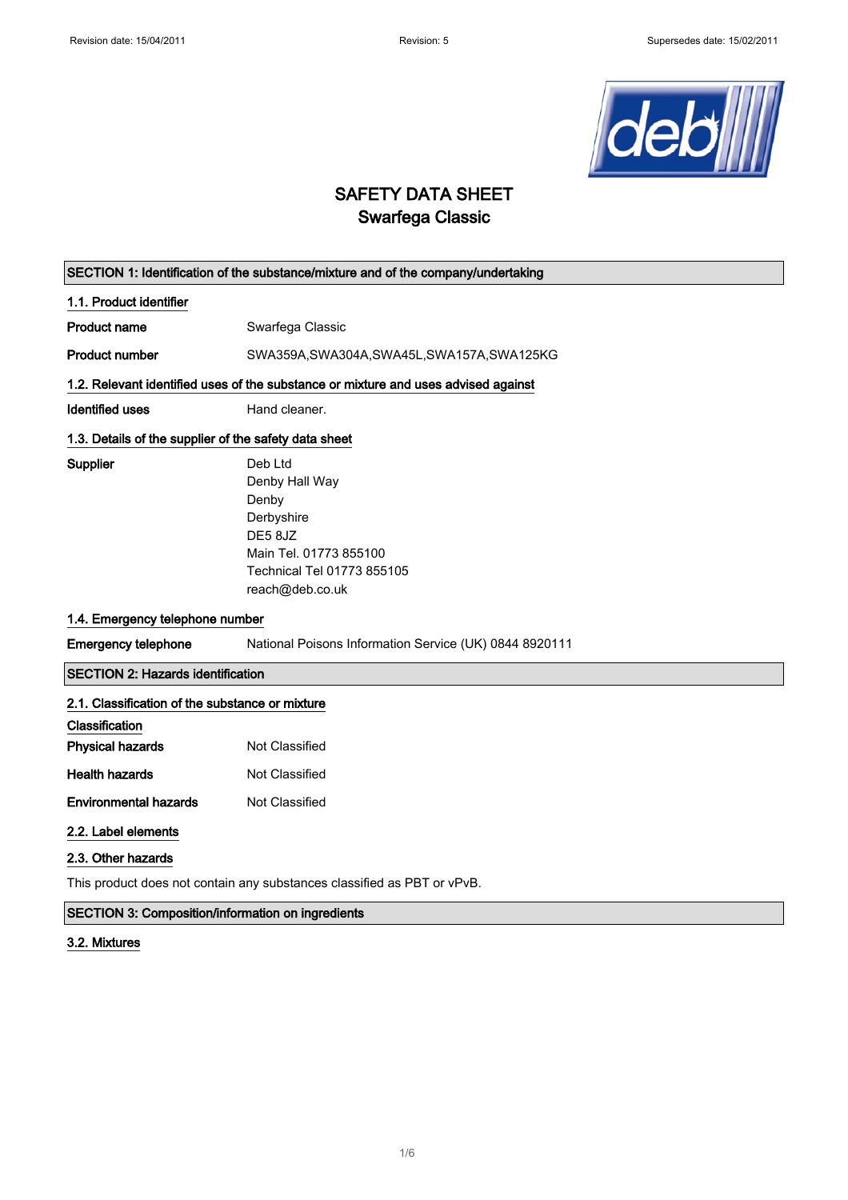# SAFETY DATA SHEET
## Swarfega Classic

### SECTION 1: Identification of the substance/mixture and of the company/undertaking

#### 1.1. Product identifier

**Product name** Swarfega Classic

**Product number** SWA359A,SWA304A,SWA45L,SWA157A,SWA125KG

#### 1.2. Relevant identified uses of the substance or mixture and uses advised against

**Identified uses** Hand cleaner.

#### 1.3. Details of the supplier of the safety data sheet

**Supplier**
Deb Ltd
Denby Hall Way
Denby
Derbyshire
DE5 8JZ
Main Tel. 01773 855100
Technical Tel 01773 855105
reach@deb.co.uk

#### 1.4. Emergency telephone number

**Emergency telephone** National Poisons Information Service (UK) 0844 8920111

### SECTION 2: Hazards identification

#### 2.1. Classification of the substance or mixture

**Classification**

**Physical hazards** Not Classified

**Health hazards** Not Classified

**Environmental hazards** Not Classified

#### 2.2. Label elements

#### 2.3. Other hazards

This product does not contain any substances classified as PBT or vPvB.

### SECTION 3: Composition/information on ingredients

#### 3.2. Mixtures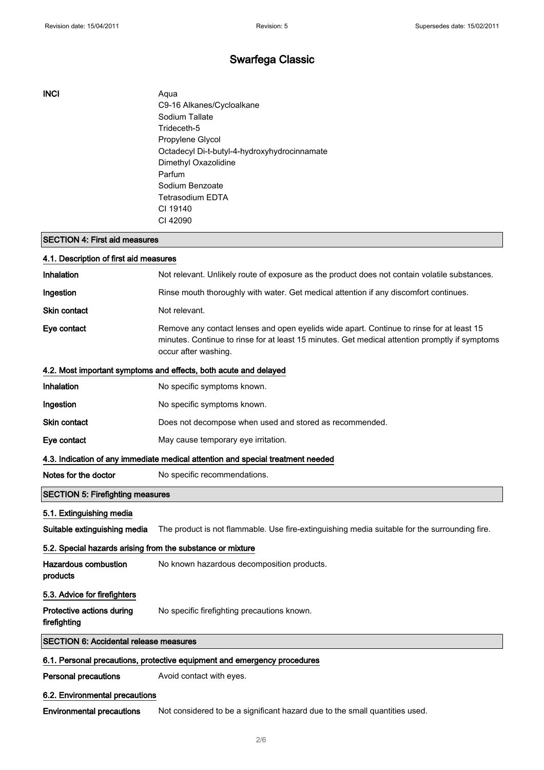# Swarfega Classic

| | |
|---|---|
| **INCI** | Aqua<br>C9-16 Alkanes/Cycloalkane<br>Sodium Tallate<br>Trideceth-5<br>Propylene Glycol<br>Octadecyl Di-t-butyl-4-hydroxyhydrocinnamate<br>Dimethyl Oxazolidine<br>Parfum<br>Sodium Benzoate<br>Tetrasodium EDTA<br>CI 19140<br>CI 42090 |

## SECTION 4: First aid measures

### 4.1. Description of first aid measures

**Inhalation** Not relevant. Unlikely route of exposure as the product does not contain volatile substances.

**Ingestion** Rinse mouth thoroughly with water. Get medical attention if any discomfort continues.

**Skin contact** Not relevant.

**Eye contact** Remove any contact lenses and open eyelids wide apart. Continue to rinse for at least 15 minutes. Continue to rinse for at least 15 minutes. Get medical attention promptly if symptoms occur after washing.

### 4.2. Most important symptoms and effects, both acute and delayed

**Inhalation** No specific symptoms known.

**Ingestion** No specific symptoms known.

**Skin contact** Does not decompose when used and stored as recommended.

**Eye contact** May cause temporary eye irritation.

### 4.3. Indication of any immediate medical attention and special treatment needed

**Notes for the doctor** No specific recommendations.

## SECTION 5: Firefighting measures

### 5.1. Extinguishing media

**Suitable extinguishing media** The product is not flammable. Use fire-extinguishing media suitable for the surrounding fire.

### 5.2. Special hazards arising from the substance or mixture

**Hazardous combustion products** No known hazardous decomposition products.

### 5.3. Advice for firefighters

**Protective actions during firefighting** No specific firefighting precautions known.

## SECTION 6: Accidental release measures

### 6.1. Personal precautions, protective equipment and emergency procedures

**Personal precautions** Avoid contact with eyes.

### 6.2. Environmental precautions

**Environmental precautions** Not considered to be a significant hazard due to the small quantities used.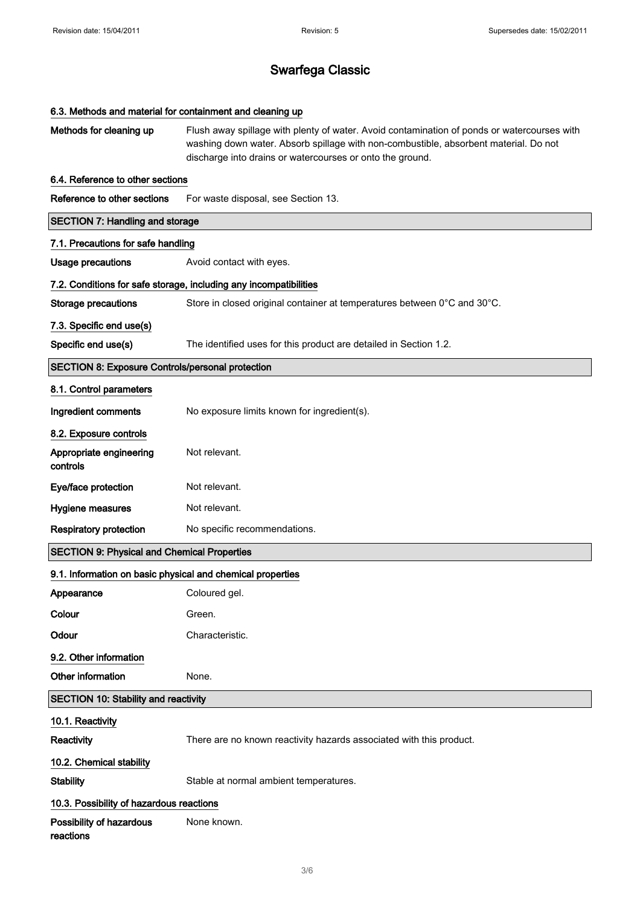# Swarfega Classic

### 6.3. Methods and material for containment and cleaning up

**Methods for cleaning up** Flush away spillage with plenty of water. Avoid contamination of ponds or watercourses with washing down water. Absorb spillage with non-combustible, absorbent material. Do not discharge into drains or watercourses or onto the ground.

### 6.4. Reference to other sections

**Reference to other sections** For waste disposal, see Section 13.

## SECTION 7: Handling and storage

### 7.1. Precautions for safe handling

**Usage precautions** Avoid contact with eyes.

### 7.2. Conditions for safe storage, including any incompatibilities

**Storage precautions** Store in closed original container at temperatures between 0°C and 30°C.

### 7.3. Specific end use(s)

**Specific end use(s)** The identified uses for this product are detailed in Section 1.2.

## SECTION 8: Exposure Controls/personal protection

### 8.1. Control parameters

**Ingredient comments** No exposure limits known for ingredient(s).

### 8.2. Exposure controls

**Appropriate engineering controls** Not relevant.

**Eye/face protection** Not relevant.

**Hygiene measures** Not relevant.

**Respiratory protection** No specific recommendations.

## SECTION 9: Physical and Chemical Properties

### 9.1. Information on basic physical and chemical properties

**Appearance** Coloured gel.

**Colour** Green.

**Odour** Characteristic.

### 9.2. Other information

**Other information** None.

## SECTION 10: Stability and reactivity

### 10.1. Reactivity

**Reactivity** There are no known reactivity hazards associated with this product.

### 10.2. Chemical stability

**Stability** Stable at normal ambient temperatures.

### 10.3. Possibility of hazardous reactions

**Possibility of hazardous reactions** None known.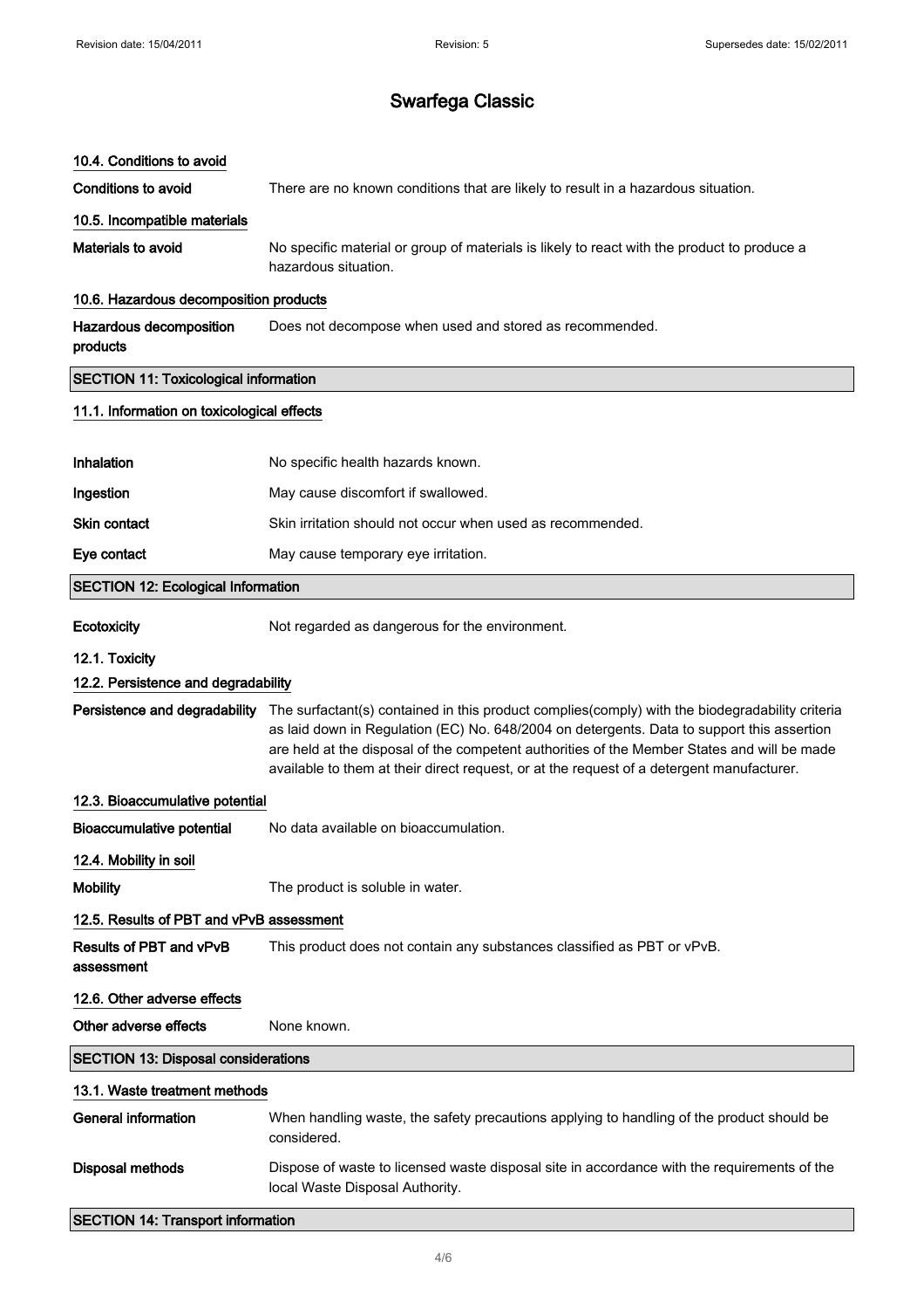# Swarfega Classic

### 10.4. Conditions to avoid

**Conditions to avoid** There are no known conditions that are likely to result in a hazardous situation.

### 10.5. Incompatible materials

**Materials to avoid** No specific material or group of materials is likely to react with the product to produce a hazardous situation.

### 10.6. Hazardous decomposition products

**Hazardous decomposition products** Does not decompose when used and stored as recommended.

## SECTION 11: Toxicological information

### 11.1. Information on toxicological effects

**Inhalation** No specific health hazards known.

**Ingestion** May cause discomfort if swallowed.

**Skin contact** Skin irritation should not occur when used as recommended.

**Eye contact** May cause temporary eye irritation.

## SECTION 12: Ecological Information

**Ecotoxicity** Not regarded as dangerous for the environment.

### 12.1. Toxicity

### 12.2. Persistence and degradability

**Persistence and degradability** The surfactant(s) contained in this product complies(comply) with the biodegradability criteria as laid down in Regulation (EC) No. 648/2004 on detergents. Data to support this assertion are held at the disposal of the competent authorities of the Member States and will be made available to them at their direct request, or at the request of a detergent manufacturer.

### 12.3. Bioaccumulative potential

**Bioaccumulative potential** No data available on bioaccumulation.

### 12.4. Mobility in soil

**Mobility** The product is soluble in water.

### 12.5. Results of PBT and vPvB assessment

**Results of PBT and vPvB assessment** This product does not contain any substances classified as PBT or vPvB.

### 12.6. Other adverse effects

**Other adverse effects** None known.

## SECTION 13: Disposal considerations

### 13.1. Waste treatment methods

**General information** When handling waste, the safety precautions applying to handling of the product should be considered.

**Disposal methods** Dispose of waste to licensed waste disposal site in accordance with the requirements of the local Waste Disposal Authority.

## SECTION 14: Transport information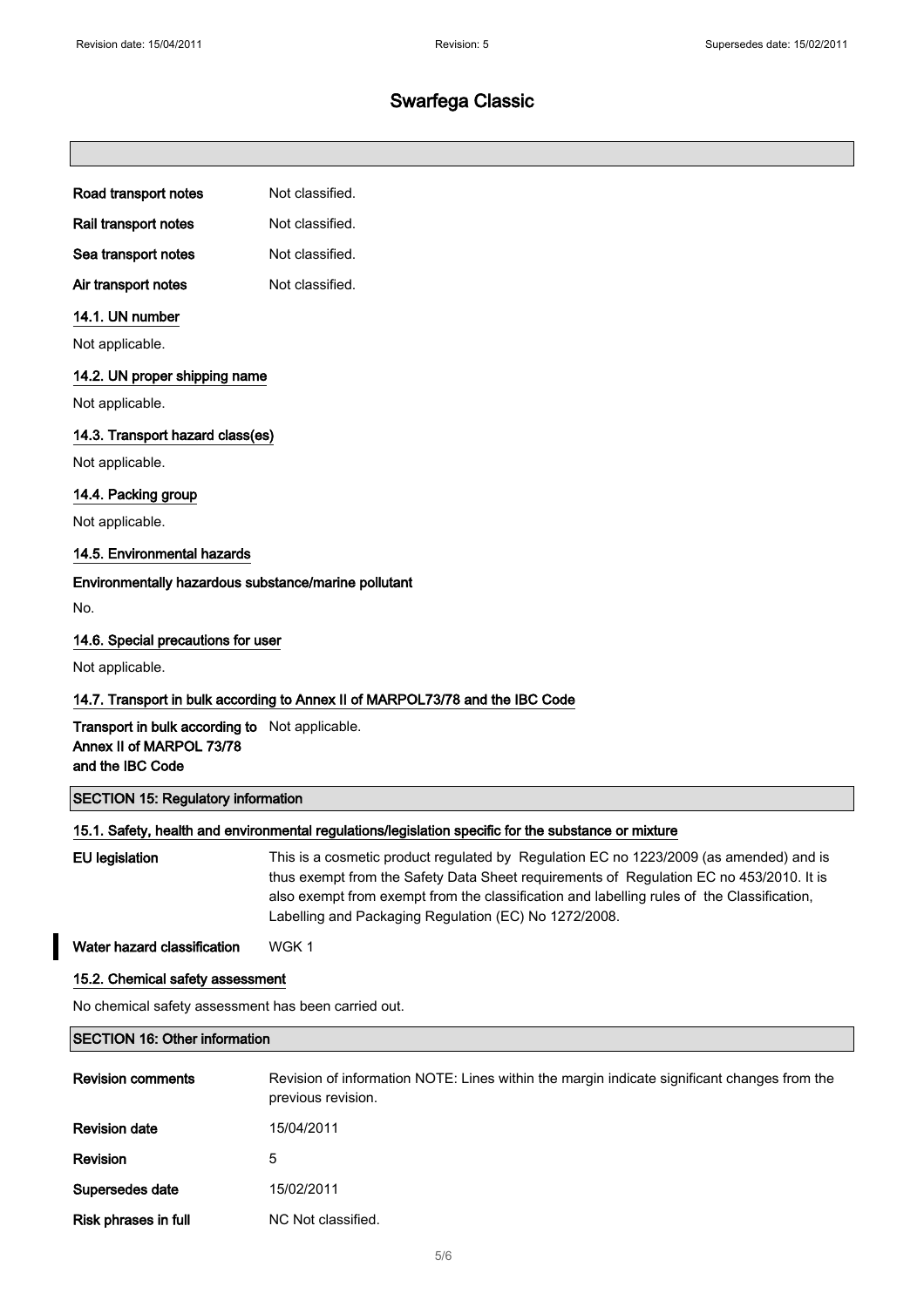# Swarfega Classic

| | |
|---|---|
| **Road transport notes** | Not classified. |
| **Rail transport notes** | Not classified. |
| **Sea transport notes** | Not classified. |
| **Air transport notes** | Not classified. |

### 14.1. UN number

Not applicable.

### 14.2. UN proper shipping name

Not applicable.

### 14.3. Transport hazard class(es)

Not applicable.

### 14.4. Packing group

Not applicable.

### 14.5. Environmental hazards

**Environmentally hazardous substance/marine pollutant**

No.

### 14.6. Special precautions for user

Not applicable.

### 14.7. Transport in bulk according to Annex II of MARPOL73/78 and the IBC Code

| | |
|---|---|
| **Transport in bulk according to Annex II of MARPOL 73/78 and the IBC Code** | Not applicable. |

## SECTION 15: Regulatory information

### 15.1. Safety, health and environmental regulations/legislation specific for the substance or mixture

| | |
|---|---|
| **EU legislation** | This is a cosmetic product regulated by Regulation EC no 1223/2009 (as amended) and is thus exempt from the Safety Data Sheet requirements of Regulation EC no 453/2010. It is also exempt from exempt from the classification and labelling rules of the Classification, Labelling and Packaging Regulation (EC) No 1272/2008. |
| **Water hazard classification** | WGK 1 |

### 15.2. Chemical safety assessment

No chemical safety assessment has been carried out.

## SECTION 16: Other information

| | |
|---|---|
| **Revision comments** | Revision of information NOTE: Lines within the margin indicate significant changes from the previous revision. |
| **Revision date** | 15/04/2011 |
| **Revision** | 5 |
| **Supersedes date** | 15/02/2011 |
| **Risk phrases in full** | NC Not classified. |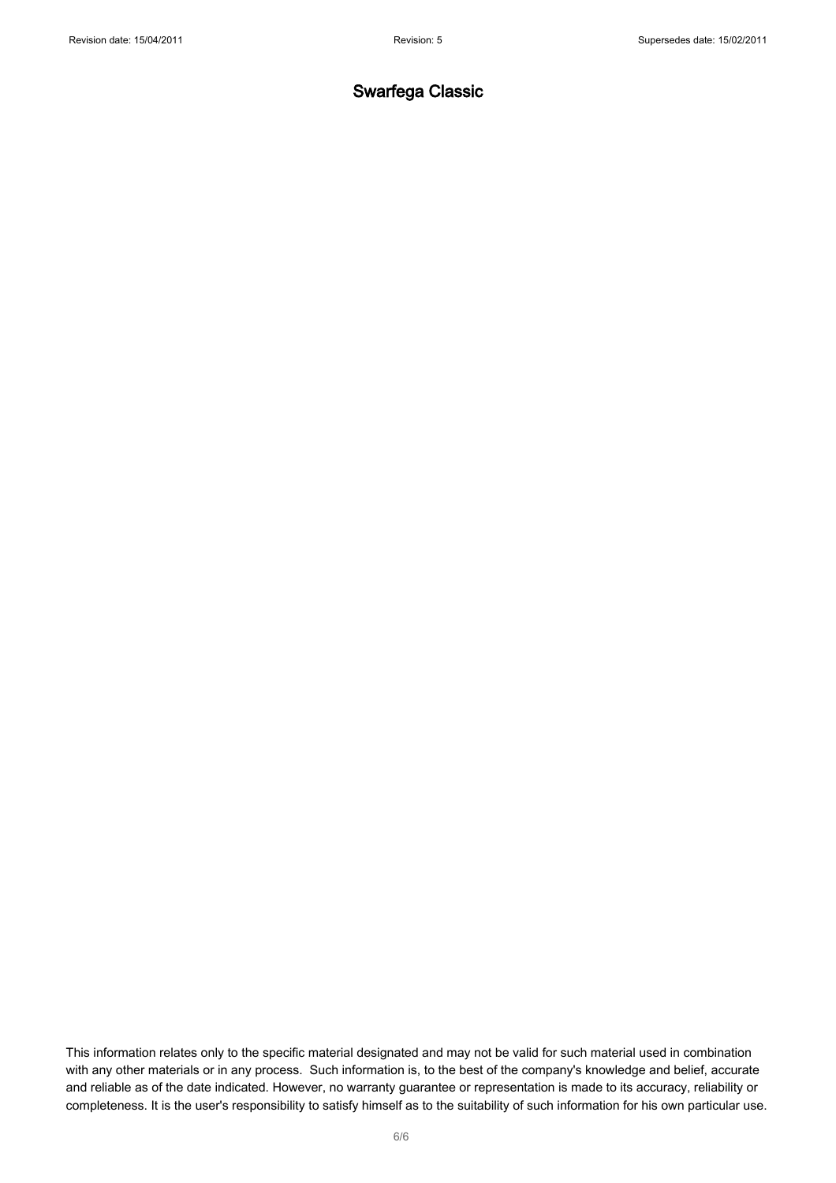This information relates only to the specific material designated and may not be valid for such material used in combination with any other materials or in any process. Such information is, to the best of the company's knowledge and belief, accurate and reliable as of the date indicated. However, no warranty guarantee or representation is made to its accuracy, reliability or completeness. It is the user's responsibility to satisfy himself as to the suitability of such information for his own particular use.